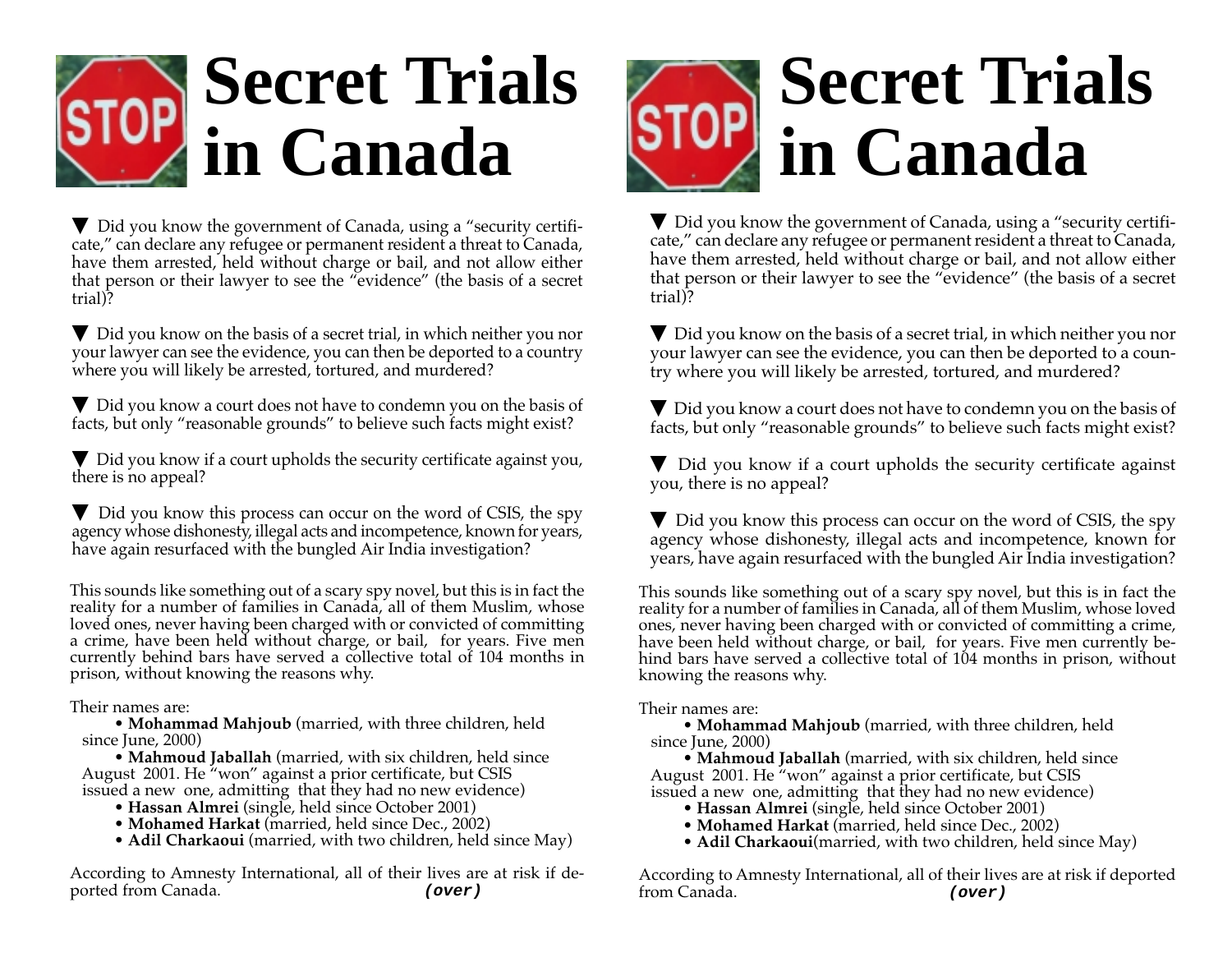# Secret Trials in Canada

▼ Did you know the government of Canada, using a "security certificate," can declare any refugee or permanent resident a threat to Canada, have them arrested, held without charge or bail, and not allow either that person or their lawyer to see the "evidence" (the basis of a secret trial)?

▼ Did you know on the basis of a secret trial, in which neither you nor your lawyer can see the evidence, you can then be deported to a country where you will likely be arrested, tortured, and murdered?

▼ Did you know a court does not have to condemn you on the basis of facts, but only "reasonable grounds" to believe such facts might exist?

▼ Did you know if a court upholds the security certificate against you, there is no appeal?

▼ Did you know this process can occur on the word of CSIS, the spy agency whose dishonesty, illegal acts and incompetence, known for years, have again resurfaced with the bungled Air India investigation?

This sounds like something out of a scary spy novel, but this is in fact the reality for a number of families in Canada, all of them Muslim, whose loved ones, never having been charged with or convicted of committing a crime, have been held without charge, or bail, for years. Five men currently behind bars have served a collective total of 104 months in prison, without knowing the reasons why.

Their names are:

- **Mohammad Mahjoub** (married, with three children, held since June, 2000)
- **Mahmoud Jaballah** (married, with six children, held since August 2001. He "won" against a prior certificate, but CSIS issued a new one, admitting that they had no new evidence)
- **Hassan Almrei** (single, held since October 2001)
- **Mohamed Harkat** (married, held since Dec., 2002)
- **Adil Charkaoui** (married, with two children, held since May)

According to Amnesty International, all of their lives are at risk if deported from Canada. ***(over)***

# Secret Trials in Canada

▼ Did you know the government of Canada, using a "security certificate," can declare any refugee or permanent resident a threat to Canada, have them arrested, held without charge or bail, and not allow either that person or their lawyer to see the "evidence" (the basis of a secret trial)?

▼ Did you know on the basis of a secret trial, in which neither you nor your lawyer can see the evidence, you can then be deported to a country where you will likely be arrested, tortured, and murdered?

▼ Did you know a court does not have to condemn you on the basis of facts, but only "reasonable grounds" to believe such facts might exist?

▼ Did you know if a court upholds the security certificate against you, there is no appeal?

▼ Did you know this process can occur on the word of CSIS, the spy agency whose dishonesty, illegal acts and incompetence, known for years, have again resurfaced with the bungled Air India investigation?

This sounds like something out of a scary spy novel, but this is in fact the reality for a number of families in Canada, all of them Muslim, whose loved ones, never having been charged with or convicted of committing a crime, have been held without charge, or bail, for years. Five men currently behind bars have served a collective total of 104 months in prison, without knowing the reasons why.

Their names are:

- **Mohammad Mahjoub** (married, with three children, held since June, 2000)
- **Mahmoud Jaballah** (married, with six children, held since August 2001. He "won" against a prior certificate, but CSIS issued a new one, admitting that they had no new evidence)
- **Hassan Almrei** (single, held since October 2001)
- **Mohamed Harkat** (married, held since Dec., 2002)
- **Adil Charkaoui**(married, with two children, held since May)

According to Amnesty International, all of their lives are at risk if deported from Canada. ***(over)***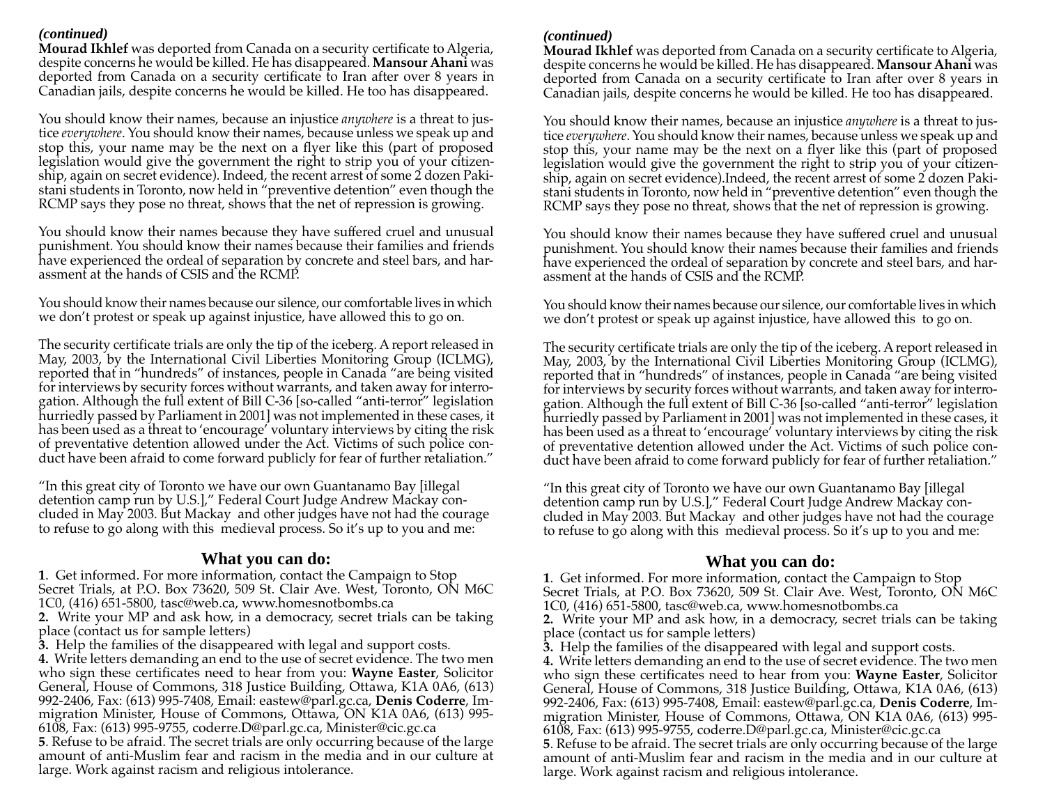***(continued)***

**Mourad Ikhlef** was deported from Canada on a security certificate to Algeria, despite concerns he would be killed. He has disappeared. **Mansour Ahani** was deported from Canada on a security certificate to Iran after over 8 years in Canadian jails, despite concerns he would be killed. He too has disappeared.

You should know their names, because an injustice *anywhere* is a threat to justice *everywhere*. You should know their names, because unless we speak up and stop this, your name may be the next on a flyer like this (part of proposed legislation would give the government the right to strip you of your citizenship, again on secret evidence). Indeed, the recent arrest of some 2 dozen Pakistani students in Toronto, now held in "preventive detention" even though the RCMP says they pose no threat, shows that the net of repression is growing.

You should know their names because they have suffered cruel and unusual punishment. You should know their names because their families and friends have experienced the ordeal of separation by concrete and steel bars, and harassment at the hands of CSIS and the RCMP.

You should know their names because our silence, our comfortable lives in which we don't protest or speak up against injustice, have allowed this to go on.

The security certificate trials are only the tip of the iceberg. A report released in May, 2003, by the International Civil Liberties Monitoring Group (ICLMG), reported that in "hundreds" of instances, people in Canada "are being visited for interviews by security forces without warrants, and taken away for interrogation. Although the full extent of Bill C-36 [so-called "anti-terror" legislation hurriedly passed by Parliament in 2001] was not implemented in these cases, it has been used as a threat to 'encourage' voluntary interviews by citing the risk of preventative detention allowed under the Act. Victims of such police conduct have been afraid to come forward publicly for fear of further retaliation."

"In this great city of Toronto we have our own Guantanamo Bay [illegal detention camp run by U.S.]," Federal Court Judge Andrew Mackay concluded in May 2003. But Mackay and other judges have not had the courage to refuse to go along with this medieval process. So it's up to you and me:

## What you can do:

**1**. Get informed. For more information, contact the Campaign to Stop Secret Trials, at P.O. Box 73620, 509 St. Clair Ave. West, Toronto, ON M6C 1C0, (416) 651-5800, tasc@web.ca, www.homesnotbombs.ca

**2.** Write your MP and ask how, in a democracy, secret trials can be taking place (contact us for sample letters)

**3.** Help the families of the disappeared with legal and support costs.

**4.** Write letters demanding an end to the use of secret evidence. The two men who sign these certificates need to hear from you: **Wayne Easter**, Solicitor General, House of Commons, 318 Justice Building, Ottawa, K1A 0A6, (613) 992-2406, Fax: (613) 995-7408, Email: eastew@parl.gc.ca, **Denis Coderre**, Immigration Minister, House of Commons, Ottawa, ON K1A 0A6, (613) 995-6108, Fax: (613) 995-9755, coderre.D@parl.gc.ca, Minister@cic.gc.ca

**5**. Refuse to be afraid. The secret trials are only occurring because of the large amount of anti-Muslim fear and racism in the media and in our culture at large. Work against racism and religious intolerance.

***(continued)***

**Mourad Ikhlef** was deported from Canada on a security certificate to Algeria, despite concerns he would be killed. He has disappeared. **Mansour Ahani** was deported from Canada on a security certificate to Iran after over 8 years in Canadian jails, despite concerns he would be killed. He too has disappeared.

You should know their names, because an injustice *anywhere* is a threat to justice *everywhere*. You should know their names, because unless we speak up and stop this, your name may be the next on a flyer like this (part of proposed legislation would give the government the right to strip you of your citizenship, again on secret evidence).Indeed, the recent arrest of some 2 dozen Pakistani students in Toronto, now held in "preventive detention" even though the RCMP says they pose no threat, shows that the net of repression is growing.

You should know their names because they have suffered cruel and unusual punishment. You should know their names because their families and friends have experienced the ordeal of separation by concrete and steel bars, and harassment at the hands of CSIS and the RCMP.

You should know their names because our silence, our comfortable lives in which we don't protest or speak up against injustice, have allowed this to go on.

The security certificate trials are only the tip of the iceberg. A report released in May, 2003, by the International Civil Liberties Monitoring Group (ICLMG), reported that in "hundreds" of instances, people in Canada "are being visited for interviews by security forces without warrants, and taken away for interrogation. Although the full extent of Bill C-36 [so-called "anti-terror" legislation hurriedly passed by Parliament in 2001] was not implemented in these cases, it has been used as a threat to 'encourage' voluntary interviews by citing the risk of preventative detention allowed under the Act. Victims of such police conduct have been afraid to come forward publicly for fear of further retaliation."

"In this great city of Toronto we have our own Guantanamo Bay [illegal detention camp run by U.S.]," Federal Court Judge Andrew Mackay concluded in May 2003. But Mackay and other judges have not had the courage to refuse to go along with this medieval process. So it's up to you and me:

## What you can do:

**1**. Get informed. For more information, contact the Campaign to Stop Secret Trials, at P.O. Box 73620, 509 St. Clair Ave. West, Toronto, ON M6C 1C0, (416) 651-5800, tasc@web.ca, www.homesnotbombs.ca

**2.** Write your MP and ask how, in a democracy, secret trials can be taking place (contact us for sample letters)

**3.** Help the families of the disappeared with legal and support costs.

**4.** Write letters demanding an end to the use of secret evidence. The two men who sign these certificates need to hear from you: **Wayne Easter**, Solicitor General, House of Commons, 318 Justice Building, Ottawa, K1A 0A6, (613) 992-2406, Fax: (613) 995-7408, Email: eastew@parl.gc.ca, **Denis Coderre**, Immigration Minister, House of Commons, Ottawa, ON K1A 0A6, (613) 995-6108, Fax: (613) 995-9755, coderre.D@parl.gc.ca, Minister@cic.gc.ca

**5**. Refuse to be afraid. The secret trials are only occurring because of the large amount of anti-Muslim fear and racism in the media and in our culture at large. Work against racism and religious intolerance.